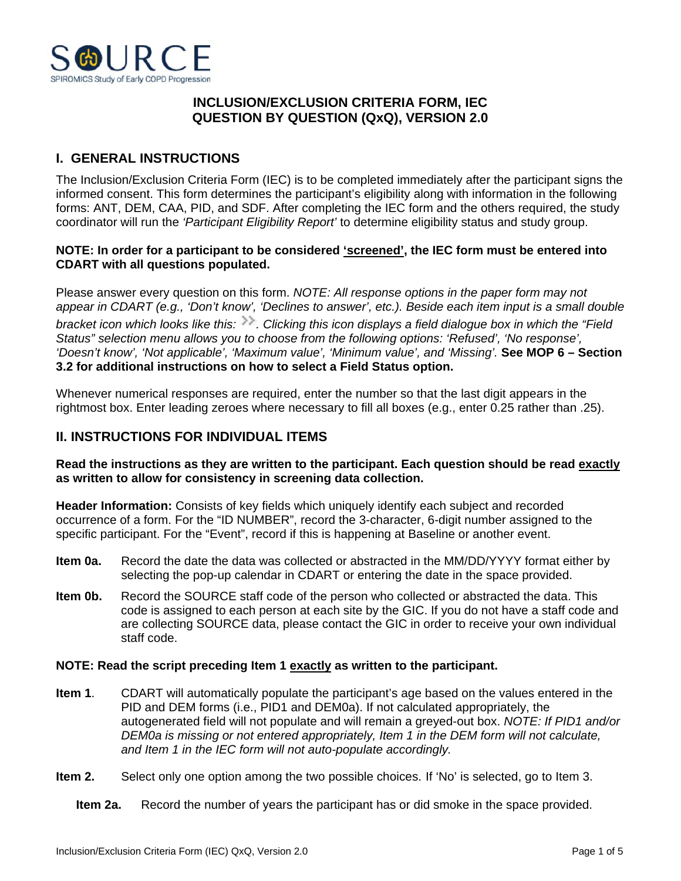SOURCE

SPIROMICS Study of Early COPD Progression

# INCLUSION/EXCLUSION CRITERIA FORM, IEC QUESTION BY QUESTION (QxQ), VERSION 2.0

## I. GENERAL INSTRUCTIONS

The Inclusion/Exclusion Criteria Form (IEC) is to be completed immediately after the participant signs the informed consent. This form determines the participant's eligibility along with information in the following forms: ANT, DEM, CAA, PID, and SDF. After completing the IEC form and the others required, the study coordinator will run the *'Participant Eligibility Report'* to determine eligibility status and study group.

**NOTE: In order for a participant to be considered 'screened', the IEC form must be entered into CDART with all questions populated.**

Please answer every question on this form. *NOTE: All response options in the paper form may not appear in CDART (e.g., 'Don't know', 'Declines to answer', etc.). Beside each item input is a small double bracket icon which looks like this: >>. Clicking this icon displays a field dialogue box in which the "Field Status" selection menu allows you to choose from the following options: 'Refused', 'No response', 'Doesn't know', 'Not applicable', 'Maximum value', 'Minimum value', and 'Missing'.* **See MOP 6 – Section 3.2 for additional instructions on how to select a Field Status option.**

Whenever numerical responses are required, enter the number so that the last digit appears in the rightmost box. Enter leading zeroes where necessary to fill all boxes (e.g., enter 0.25 rather than .25).

## II. INSTRUCTIONS FOR INDIVIDUAL ITEMS

**Read the instructions as they are written to the participant. Each question should be read exactly as written to allow for consistency in screening data collection.**

**Header Information:** Consists of key fields which uniquely identify each subject and recorded occurrence of a form. For the "ID NUMBER", record the 3-character, 6-digit number assigned to the specific participant. For the "Event", record if this is happening at Baseline or another event.

**Item 0a.** Record the date the data was collected or abstracted in the MM/DD/YYYY format either by selecting the pop-up calendar in CDART or entering the date in the space provided.

**Item 0b.** Record the SOURCE staff code of the person who collected or abstracted the data. This code is assigned to each person at each site by the GIC. If you do not have a staff code and are collecting SOURCE data, please contact the GIC in order to receive your own individual staff code.

**NOTE: Read the script preceding Item 1 exactly as written to the participant.**

**Item 1.** CDART will automatically populate the participant's age based on the values entered in the PID and DEM forms (i.e., PID1 and DEM0a). If not calculated appropriately, the autogenerated field will not populate and will remain a greyed-out box. *NOTE: If PID1 and/or DEM0a is missing or not entered appropriately, Item 1 in the DEM form will not calculate, and Item 1 in the IEC form will not auto-populate accordingly.*

**Item 2.** Select only one option among the two possible choices. If 'No' is selected, go to Item 3.

**Item 2a.** Record the number of years the participant has or did smoke in the space provided.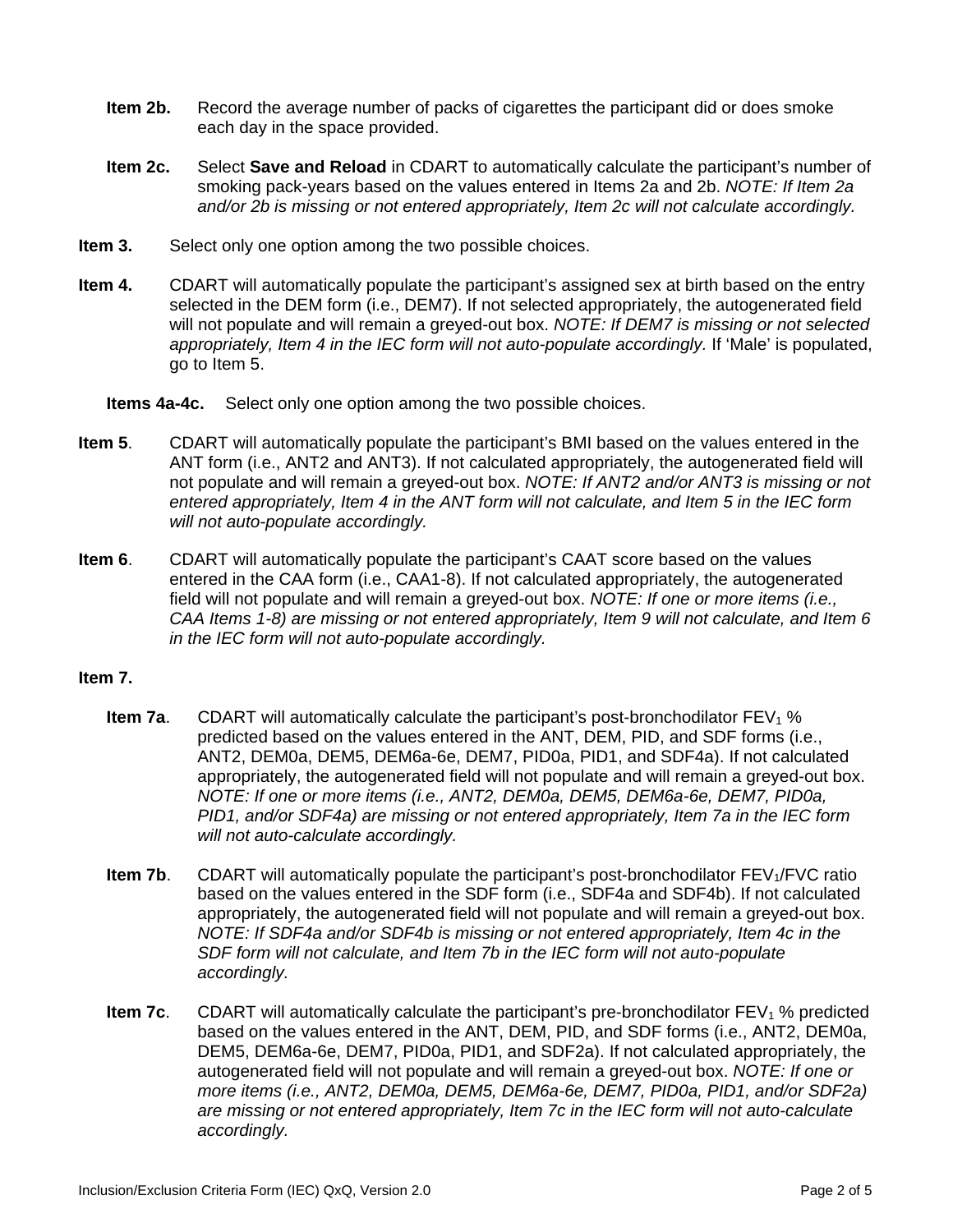**Item 2b.** Record the average number of packs of cigarettes the participant did or does smoke each day in the space provided.

**Item 2c.** Select **Save and Reload** in CDART to automatically calculate the participant's number of smoking pack-years based on the values entered in Items 2a and 2b. *NOTE: If Item 2a and/or 2b is missing or not entered appropriately, Item 2c will not calculate accordingly.*

**Item 3.** Select only one option among the two possible choices.

**Item 4.** CDART will automatically populate the participant's assigned sex at birth based on the entry selected in the DEM form (i.e., DEM7). If not selected appropriately, the autogenerated field will not populate and will remain a greyed-out box. *NOTE: If DEM7 is missing or not selected appropriately, Item 4 in the IEC form will not auto-populate accordingly.* If 'Male' is populated, go to Item 5.

**Items 4a-4c.** Select only one option among the two possible choices.

**Item 5**. CDART will automatically populate the participant's BMI based on the values entered in the ANT form (i.e., ANT2 and ANT3). If not calculated appropriately, the autogenerated field will not populate and will remain a greyed-out box. *NOTE: If ANT2 and/or ANT3 is missing or not entered appropriately, Item 4 in the ANT form will not calculate, and Item 5 in the IEC form will not auto-populate accordingly.*

**Item 6**. CDART will automatically populate the participant's CAAT score based on the values entered in the CAA form (i.e., CAA1-8). If not calculated appropriately, the autogenerated field will not populate and will remain a greyed-out box. *NOTE: If one or more items (i.e., CAA Items 1-8) are missing or not entered appropriately, Item 9 will not calculate, and Item 6 in the IEC form will not auto-populate accordingly.*

**Item 7.**

**Item 7a**. CDART will automatically calculate the participant's post-bronchodilator $FEV_1$ % predicted based on the values entered in the ANT, DEM, PID, and SDF forms (i.e., ANT2, DEM0a, DEM5, DEM6a-6e, DEM7, PID0a, PID1, and SDF4a). If not calculated appropriately, the autogenerated field will not populate and will remain a greyed-out box. *NOTE: If one or more items (i.e., ANT2, DEM0a, DEM5, DEM6a-6e, DEM7, PID0a, PID1, and/or SDF4a) are missing or not entered appropriately, Item 7a in the IEC form will not auto-calculate accordingly.*

**Item 7b**. CDART will automatically populate the participant's post-bronchodilator $FEV_1$/FVC ratio based on the values entered in the SDF form (i.e., SDF4a and SDF4b). If not calculated appropriately, the autogenerated field will not populate and will remain a greyed-out box. *NOTE: If SDF4a and/or SDF4b is missing or not entered appropriately, Item 4c in the SDF form will not calculate, and Item 7b in the IEC form will not auto-populate accordingly.*

**Item 7c**. CDART will automatically calculate the participant's pre-bronchodilator $FEV_1$ % predicted based on the values entered in the ANT, DEM, PID, and SDF forms (i.e., ANT2, DEM0a, DEM5, DEM6a-6e, DEM7, PID0a, PID1, and SDF2a). If not calculated appropriately, the autogenerated field will not populate and will remain a greyed-out box. *NOTE: If one or more items (i.e., ANT2, DEM0a, DEM5, DEM6a-6e, DEM7, PID0a, PID1, and/or SDF2a) are missing or not entered appropriately, Item 7c in the IEC form will not auto-calculate accordingly.*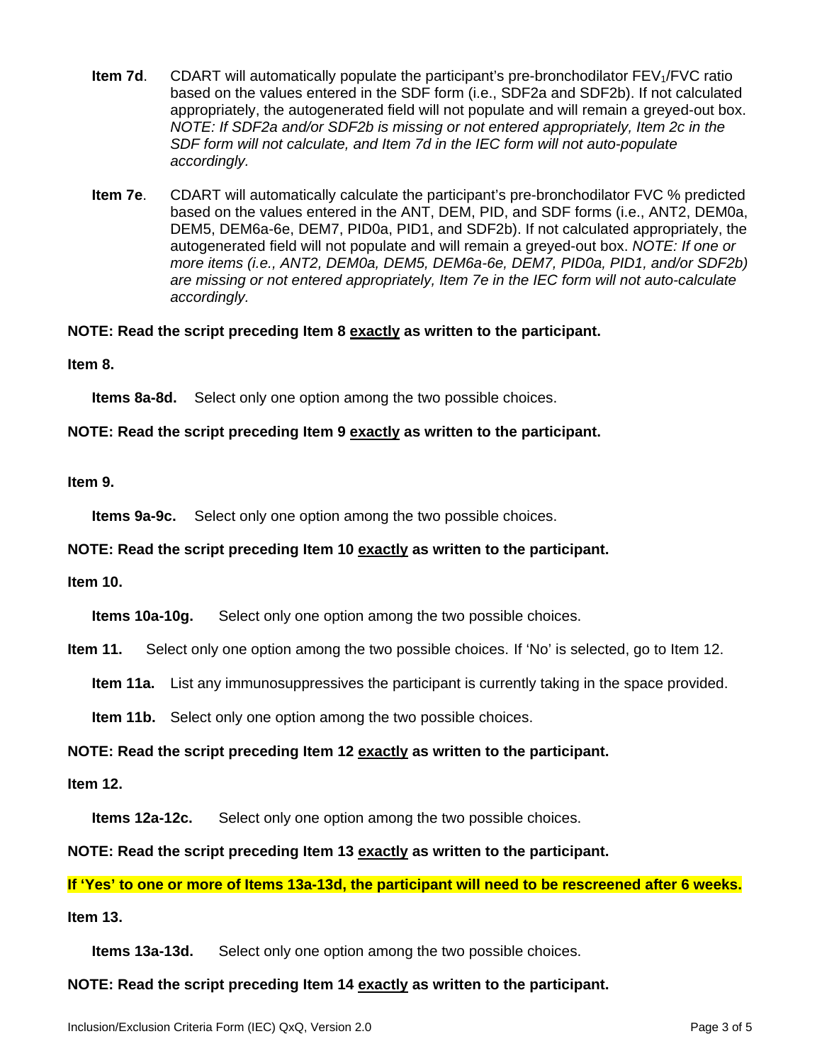**Item 7d**. CDART will automatically populate the participant's pre-bronchodilator $FEV_1$/FVC ratio based on the values entered in the SDF form (i.e., SDF2a and SDF2b). If not calculated appropriately, the autogenerated field will not populate and will remain a greyed-out box. *NOTE: If SDF2a and/or SDF2b is missing or not entered appropriately, Item 2c in the SDF form will not calculate, and Item 7d in the IEC form will not auto-populate accordingly.*

**Item 7e**. CDART will automatically calculate the participant's pre-bronchodilator FVC % predicted based on the values entered in the ANT, DEM, PID, and SDF forms (i.e., ANT2, DEM0a, DEM5, DEM6a-6e, DEM7, PID0a, PID1, and SDF2b). If not calculated appropriately, the autogenerated field will not populate and will remain a greyed-out box. *NOTE: If one or more items (i.e., ANT2, DEM0a, DEM5, DEM6a-6e, DEM7, PID0a, PID1, and/or SDF2b) are missing or not entered appropriately, Item 7e in the IEC form will not auto-calculate accordingly.*

**NOTE: Read the script preceding Item 8 exactly as written to the participant.**

**Item 8.**

**Items 8a-8d.** Select only one option among the two possible choices.

**NOTE: Read the script preceding Item 9 exactly as written to the participant.**

**Item 9.**

**Items 9a-9c.** Select only one option among the two possible choices.

**NOTE: Read the script preceding Item 10 exactly as written to the participant.**

**Item 10.**

**Items 10a-10g.** Select only one option among the two possible choices.

**Item 11.** Select only one option among the two possible choices. If 'No' is selected, go to Item 12.

**Item 11a.** List any immunosuppressives the participant is currently taking in the space provided.

**Item 11b.** Select only one option among the two possible choices.

**NOTE: Read the script preceding Item 12 exactly as written to the participant.**

**Item 12.**

**Items 12a-12c.** Select only one option among the two possible choices.

**NOTE: Read the script preceding Item 13 exactly as written to the participant.**

**If 'Yes' to one or more of Items 13a-13d, the participant will need to be rescreened after 6 weeks.**

**Item 13.**

**Items 13a-13d.** Select only one option among the two possible choices.

**NOTE: Read the script preceding Item 14 exactly as written to the participant.**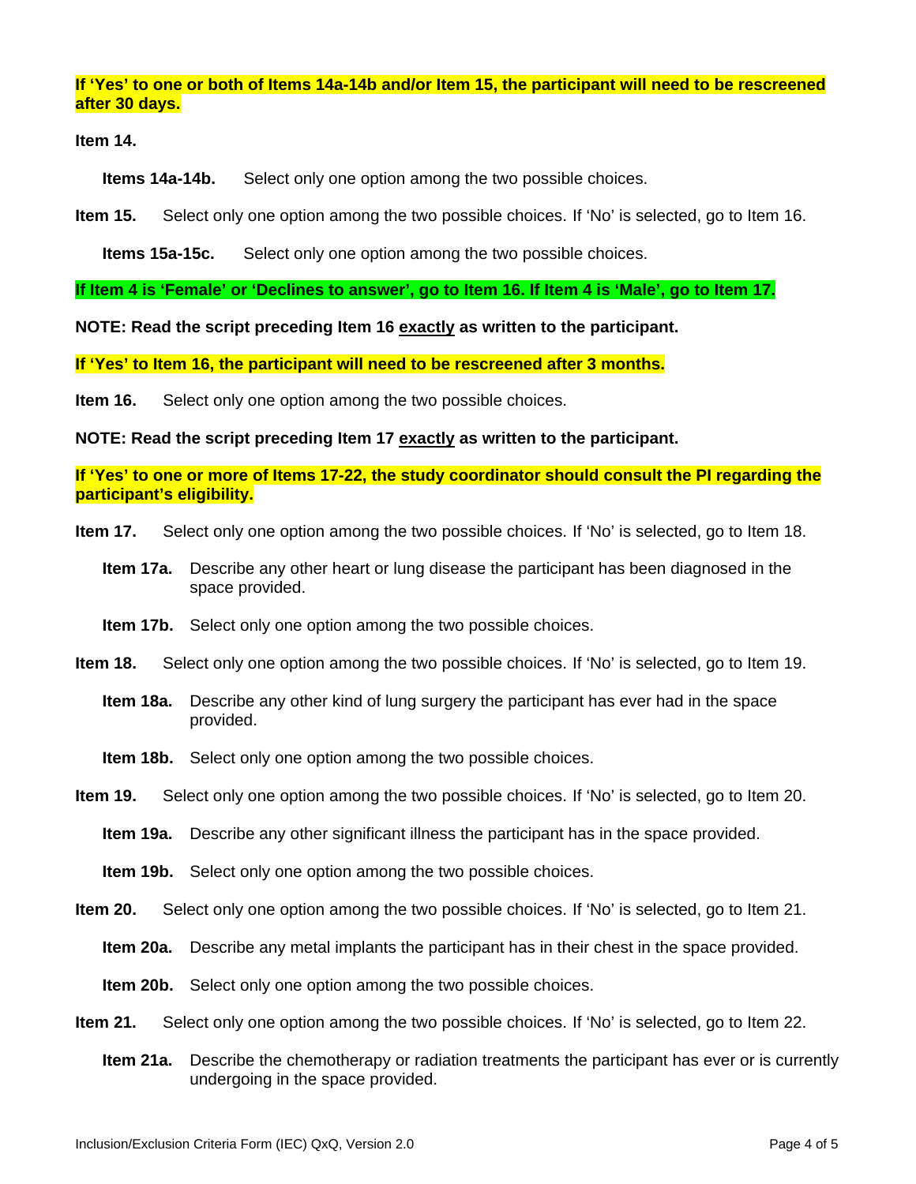**If 'Yes' to one or both of Items 14a-14b and/or Item 15, the participant will need to be rescreened after 30 days.**

**Item 14.**

**Items 14a-14b.** Select only one option among the two possible choices.

**Item 15.** Select only one option among the two possible choices. If 'No' is selected, go to Item 16.

**Items 15a-15c.** Select only one option among the two possible choices.

**If Item 4 is 'Female' or 'Declines to answer', go to Item 16. If Item 4 is 'Male', go to Item 17.**

**NOTE: Read the script preceding Item 16 exactly as written to the participant.**

**If 'Yes' to Item 16, the participant will need to be rescreened after 3 months.**

**Item 16.** Select only one option among the two possible choices.

**NOTE: Read the script preceding Item 17 exactly as written to the participant.**

**If 'Yes' to one or more of Items 17-22, the study coordinator should consult the PI regarding the participant's eligibility.**

**Item 17.** Select only one option among the two possible choices. If 'No' is selected, go to Item 18.

**Item 17a.** Describe any other heart or lung disease the participant has been diagnosed in the space provided.

**Item 17b.** Select only one option among the two possible choices.

**Item 18.** Select only one option among the two possible choices. If 'No' is selected, go to Item 19.

**Item 18a.** Describe any other kind of lung surgery the participant has ever had in the space provided.

**Item 18b.** Select only one option among the two possible choices.

**Item 19.** Select only one option among the two possible choices. If 'No' is selected, go to Item 20.

**Item 19a.** Describe any other significant illness the participant has in the space provided.

**Item 19b.** Select only one option among the two possible choices.

**Item 20.** Select only one option among the two possible choices. If 'No' is selected, go to Item 21.

**Item 20a.** Describe any metal implants the participant has in their chest in the space provided.

**Item 20b.** Select only one option among the two possible choices.

**Item 21.** Select only one option among the two possible choices. If 'No' is selected, go to Item 22.

**Item 21a.** Describe the chemotherapy or radiation treatments the participant has ever or is currently undergoing in the space provided.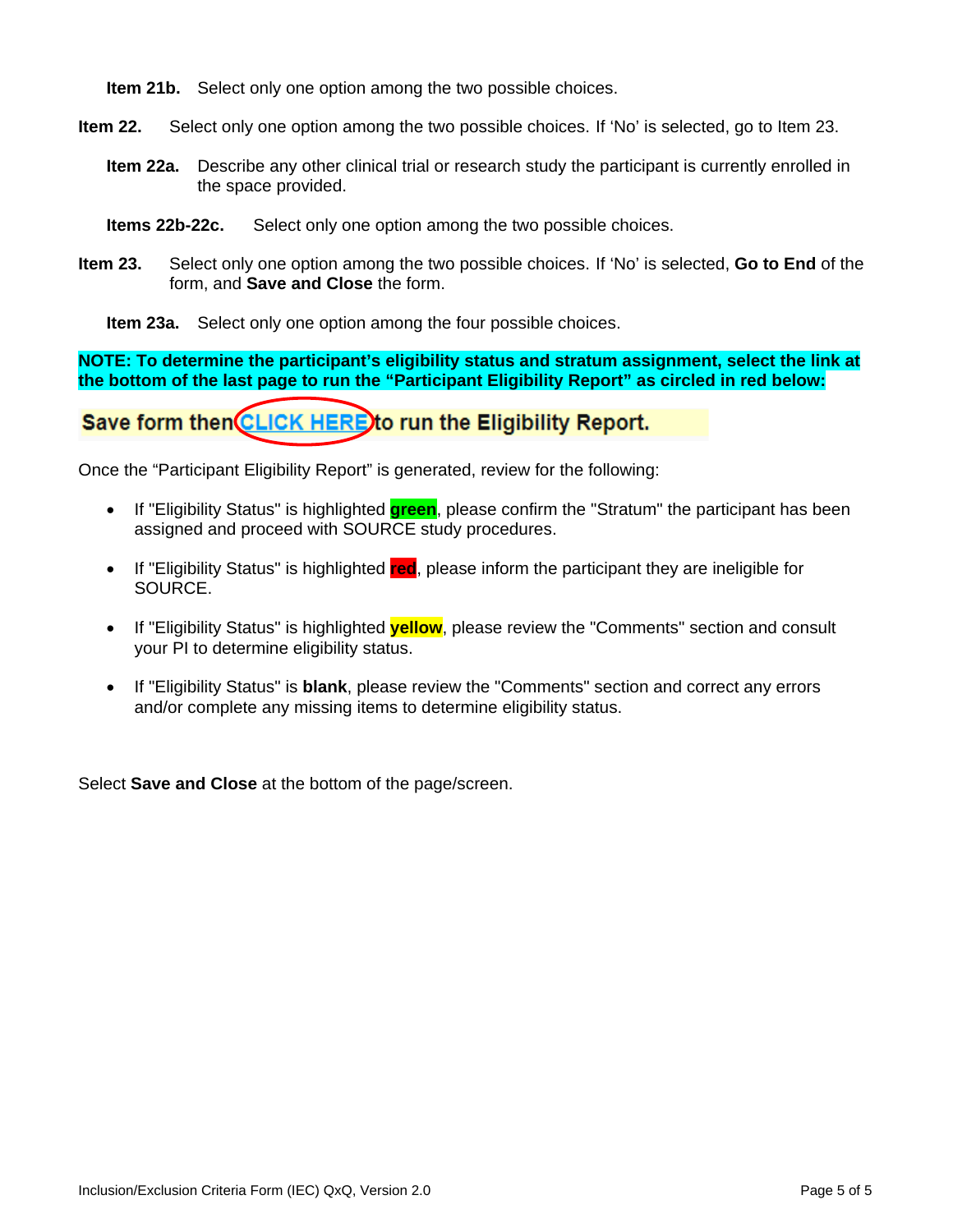**Item 21b.** Select only one option among the two possible choices.

**Item 22.** Select only one option among the two possible choices. If 'No' is selected, go to Item 23.

**Item 22a.** Describe any other clinical trial or research study the participant is currently enrolled in the space provided.

**Items 22b-22c.** Select only one option among the two possible choices.

**Item 23.** Select only one option among the two possible choices. If 'No' is selected, **Go to End** of the form, and **Save and Close** the form.

**Item 23a.** Select only one option among the four possible choices.

**NOTE: To determine the participant's eligibility status and stratum assignment, select the link at the bottom of the last page to run the "Participant Eligibility Report" as circled in red below:**

**Save form then CLICK HERE to run the Eligibility Report.**

Once the "Participant Eligibility Report" is generated, review for the following:

- If "Eligibility Status" is highlighted **green**, please confirm the "Stratum" the participant has been assigned and proceed with SOURCE study procedures.
- If "Eligibility Status" is highlighted **red**, please inform the participant they are ineligible for SOURCE.
- If "Eligibility Status" is highlighted **yellow**, please review the "Comments" section and consult your PI to determine eligibility status.
- If "Eligibility Status" is **blank**, please review the "Comments" section and correct any errors and/or complete any missing items to determine eligibility status.

Select **Save and Close** at the bottom of the page/screen.